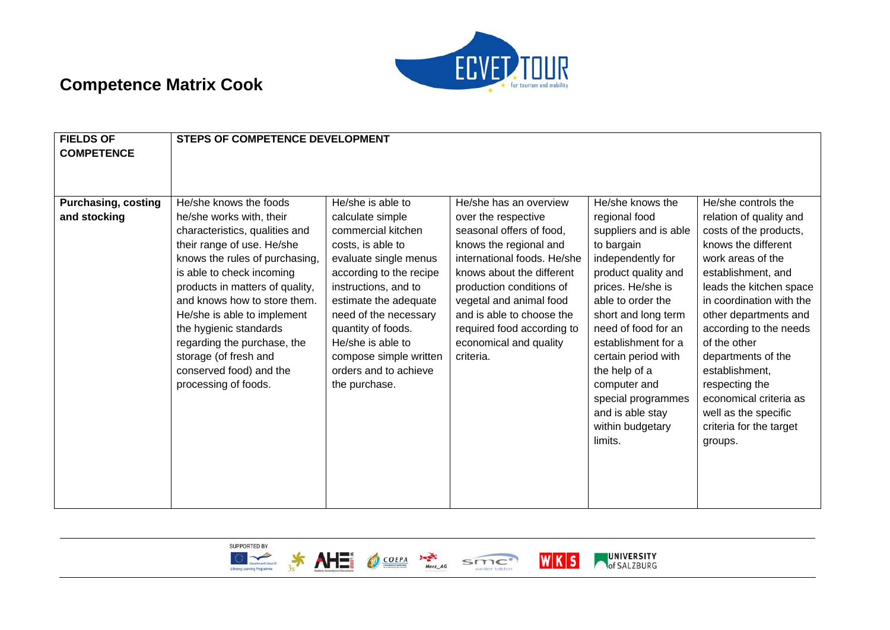# Competence Matrix Cook

| FIELDS OF COMPETENCE | STEPS OF COMPETENCE DEVELOPMENT | | | | |
|---|---|---|---|---|---|
| **Purchasing, costing and stocking** | He/she knows the foods he/she works with, their characteristics, qualities and their range of use. He/she knows the rules of purchasing, is able to check incoming products in matters of quality, and knows how to store them. He/she is able to implement the hygienic standards regarding the purchase, the storage (of fresh and conserved food) and the processing of foods. | He/she is able to calculate simple commercial kitchen costs, is able to evaluate single menus according to the recipe instructions, and to estimate the adequate need of the necessary quantity of foods. He/she is able to compose simple written orders and to achieve the purchase. | He/she has an overview over the respective seasonal offers of food, knows the regional and international foods. He/she knows about the different production conditions of vegetal and animal food and is able to choose the required food according to economical and quality criteria. | He/she knows the regional food suppliers and is able to bargain independently for product quality and prices. He/she is able to order the short and long term need of food for an establishment for a certain period with the help of a computer and special programmes and is able stay within budgetary limits. | He/she controls the relation of quality and costs of the products, knows the different work areas of the establishment, and leads the kitchen space in coordination with the other departments and according to the needs of the other departments of the establishment, respecting the economical criteria as well as the specific criteria for the target groups. |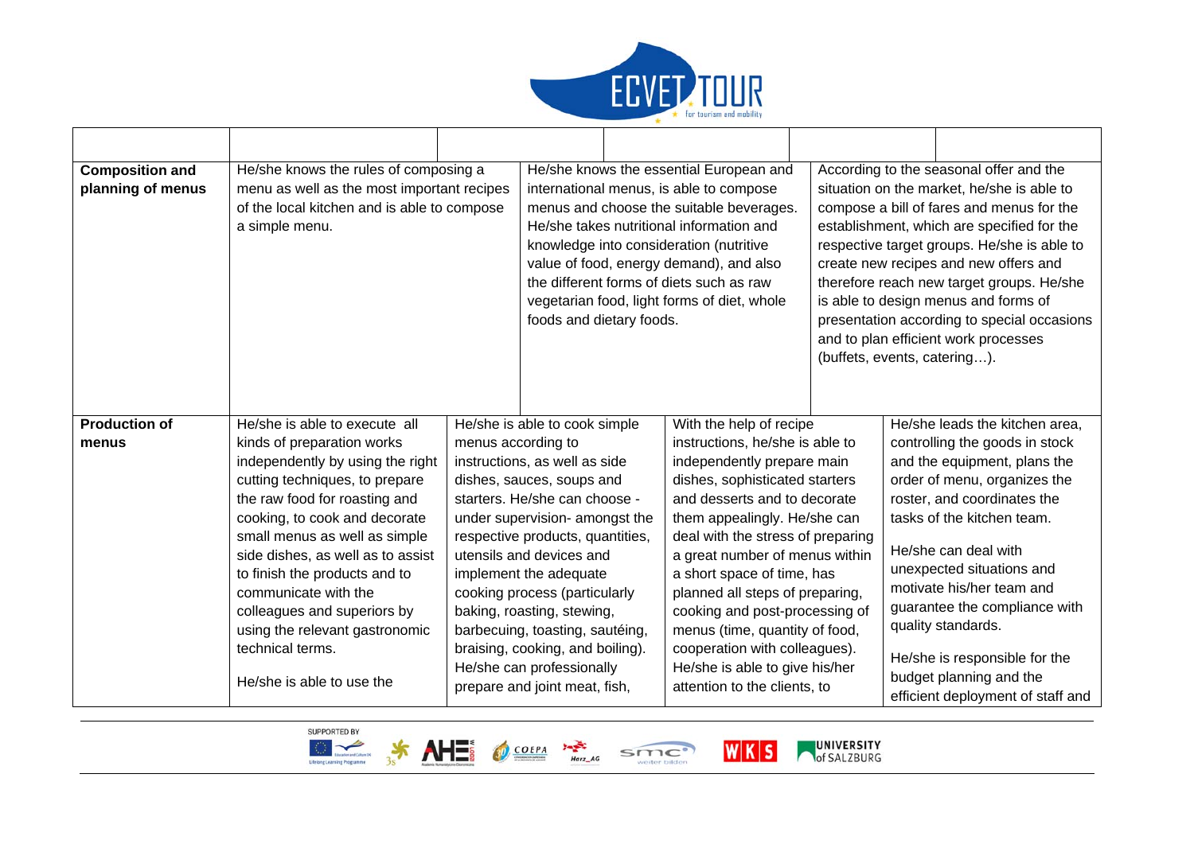| | | | | |
|---|---|---|---|---|
| **Composition and planning of menus** | He/she knows the rules of composing a menu as well as the most important recipes of the local kitchen and is able to compose a simple menu. | He/she knows the essential European and international menus, is able to compose menus and choose the suitable beverages. He/she takes nutritional information and knowledge into consideration (nutritive value of food, energy demand), and also the different forms of diets such as raw vegetarian food, light forms of diet, whole foods and dietary foods. | | According to the seasonal offer and the situation on the market, he/she is able to compose a bill of fares and menus for the establishment, which are specified for the respective target groups. He/she is able to create new recipes and new offers and therefore reach new target groups. He/she is able to design menus and forms of presentation according to special occasions and to plan efficient work processes (buffets, events, catering…). |
| **Production of menus** | He/she is able to execute all kinds of preparation works independently by using the right cutting techniques, to prepare the raw food for roasting and cooking, to cook and decorate small menus as well as simple side dishes, as well as to assist to finish the products and to communicate with the colleagues and superiors by using the relevant gastronomic technical terms.<br><br>He/she is able to use the | He/she is able to cook simple menus according to instructions, as well as side dishes, sauces, soups and starters. He/she can choose - under supervision- amongst the respective products, quantities, utensils and devices and implement the adequate cooking process (particularly baking, roasting, stewing, barbecuing, toasting, sautéing, braising, cooking, and boiling). He/she can professionally prepare and joint meat, fish, | With the help of recipe instructions, he/she is able to independently prepare main dishes, sophisticated starters and desserts and to decorate them appealingly. He/she can deal with the stress of preparing a great number of menus within a short space of time, has planned all steps of preparing, cooking and post-processing of menus (time, quantity of food, cooperation with colleagues). He/she is able to give his/her attention to the clients, to | He/she leads the kitchen area, controlling the goods in stock and the equipment, plans the order of menu, organizes the roster, and coordinates the tasks of the kitchen team.<br><br>He/she can deal with unexpected situations and motivate his/her team and guarantee the compliance with quality standards.<br><br>He/she is responsible for the budget planning and the efficient deployment of staff and |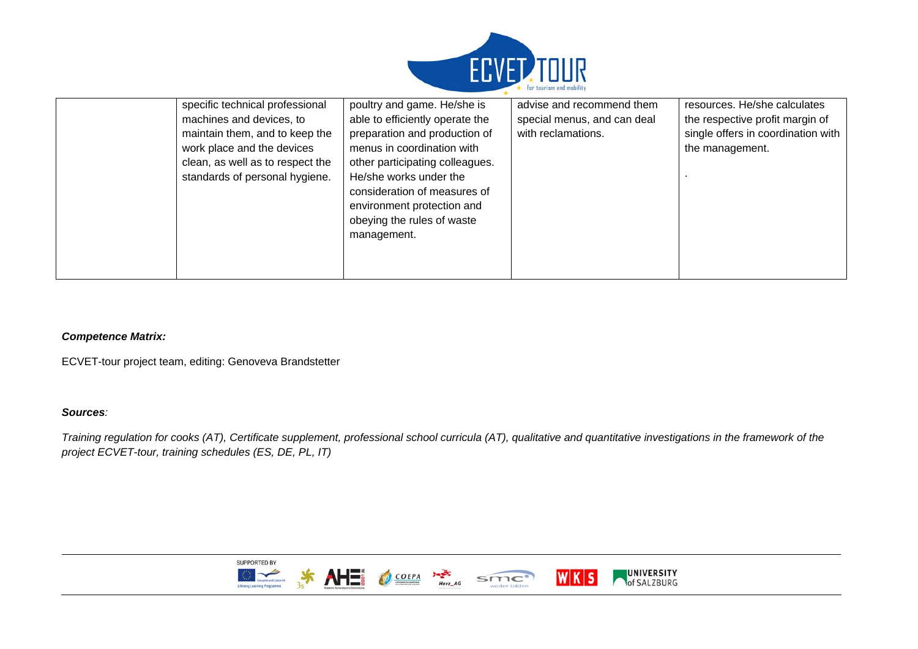| | | | | |
|---|---|---|---|---|
| | specific technical professional machines and devices, to maintain them, and to keep the work place and the devices clean, as well as to respect the standards of personal hygiene. | poultry and game. He/she is able to efficiently operate the preparation and production of menus in coordination with other participating colleagues. He/she works under the consideration of measures of environment protection and obeying the rules of waste management. | advise and recommend them special menus, and can deal with reclamations. | resources. He/she calculates the respective profit margin of single offers in coordination with the management. . |

***Competence Matrix:***

ECVET-tour project team, editing: Genoveva Brandstetter

***Sources**:*

*Training regulation for cooks (AT), Certificate supplement, professional school curricula (AT), qualitative and quantitative investigations in the framework of the project ECVET-tour, training schedules (ES, DE, PL, IT)*